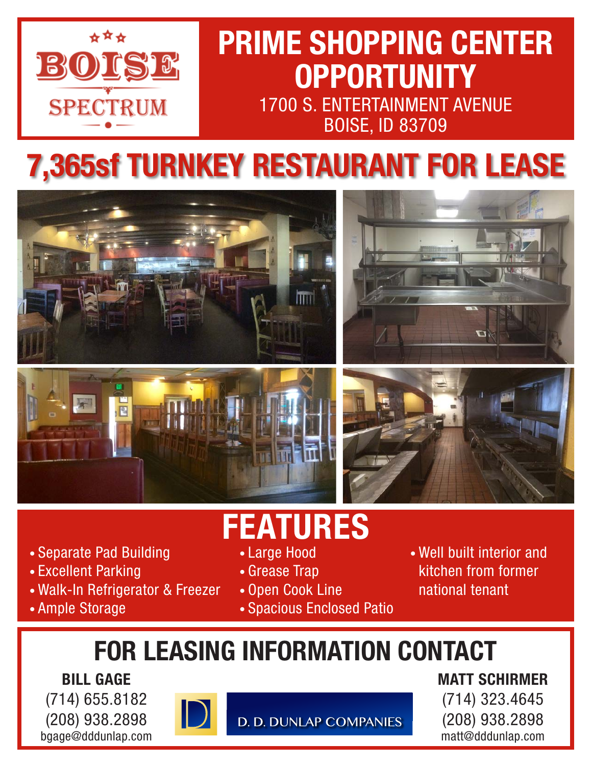BOISE SPECTRUM

# PRIME SHOPPING CENTER OPPORTUNITY

1700 S. ENTERTAINMENT AVENUE
BOISE, ID 83709

# 7,365sf TURNKEY RESTAURANT FOR LEASE

## FEATURES

- Separate Pad Building
- Excellent Parking
- Walk-In Refrigerator & Freezer
- Ample Storage
- Large Hood
- Grease Trap
- Open Cook Line
- Spacious Enclosed Patio
- Well built interior and kitchen from former national tenant

## FOR LEASING INFORMATION CONTACT

**BILL GAGE**
(714) 655.8182
(208) 938.2898
bgage@dddunlap.com

D. D. DUNLAP COMPANIES

**MATT SCHIRMER**
(714) 323.4645
(208) 938.2898
matt@dddunlap.com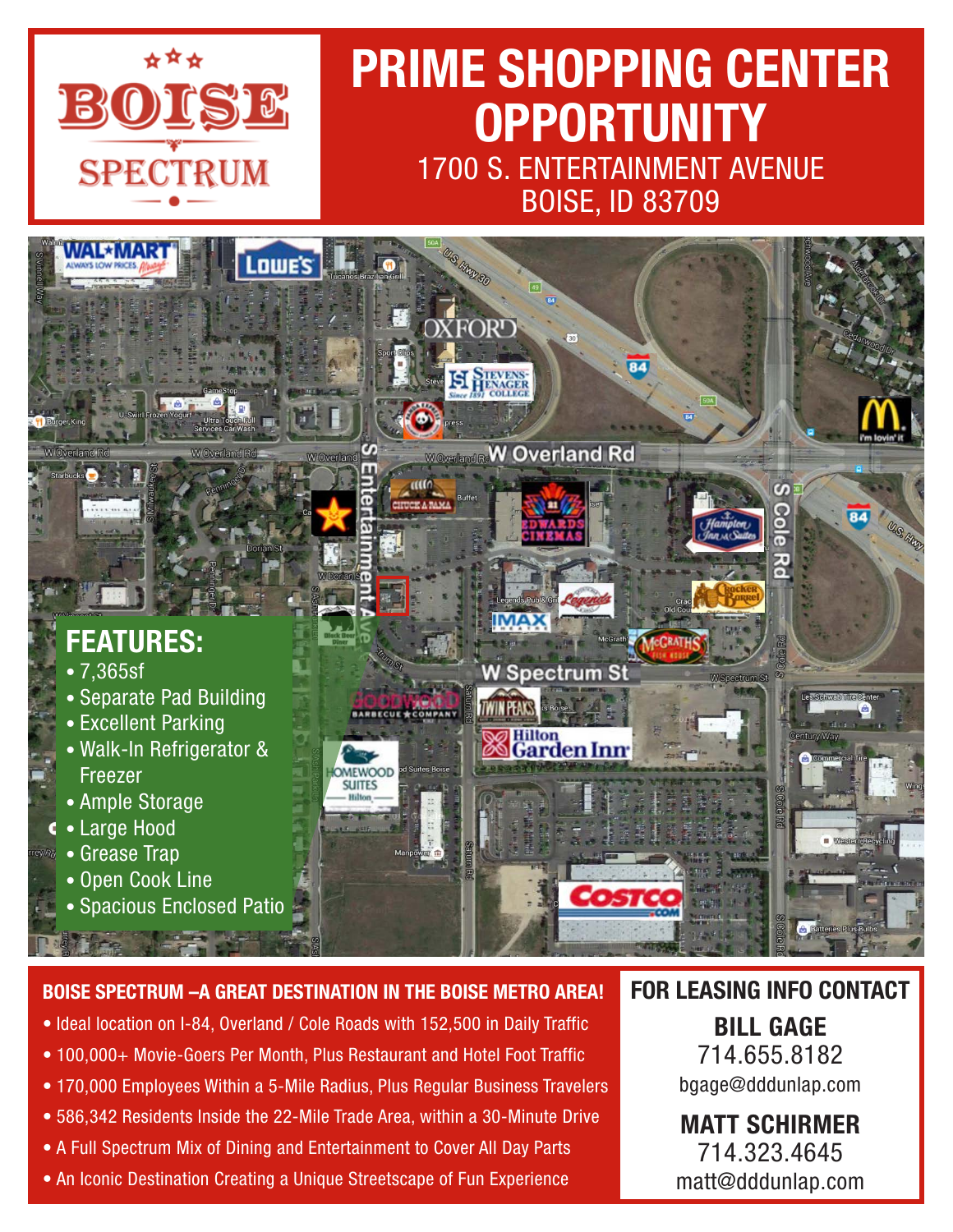BOISE SPECTRUM

# PRIME SHOPPING CENTER OPPORTUNITY

1700 S. ENTERTAINMENT AVENUE
BOISE, ID 83709

## FEATURES:

- 7,365sf
- Separate Pad Building
- Excellent Parking
- Walk-In Refrigerator & Freezer
- Ample Storage
- Large Hood
- Grease Trap
- Open Cook Line
- Spacious Enclosed Patio

## BOISE SPECTRUM –A GREAT DESTINATION IN THE BOISE METRO AREA!

- Ideal location on I-84, Overland / Cole Roads with 152,500 in Daily Traffic
- 100,000+ Movie-Goers Per Month, Plus Restaurant and Hotel Foot Traffic
- 170,000 Employees Within a 5-Mile Radius, Plus Regular Business Travelers
- 586,342 Residents Inside the 22-Mile Trade Area, within a 30-Minute Drive
- A Full Spectrum Mix of Dining and Entertainment to Cover All Day Parts
- An Iconic Destination Creating a Unique Streetscape of Fun Experience

## FOR LEASING INFO CONTACT

**BILL GAGE**
714.655.8182
bgage@dddunlap.com

**MATT SCHIRMER**
714.323.4645
matt@dddunlap.com